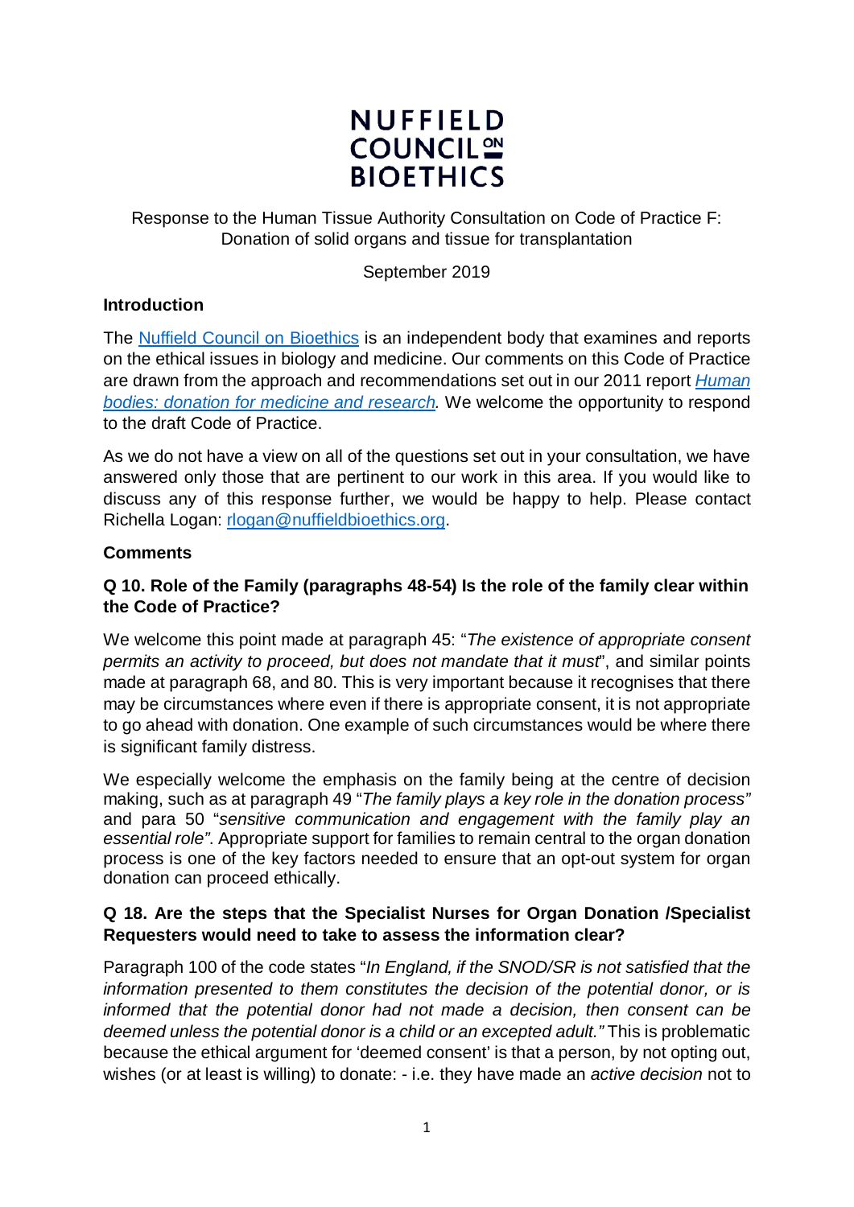# NUFFIELD COUNCIL ON BIOETHICS

Response to the Human Tissue Authority Consultation on Code of Practice F: Donation of solid organs and tissue for transplantation

September 2019

## Introduction

The [Nuffield Council on Bioethics](https://www.nuffieldbioethics.org) is an independent body that examines and reports on the ethical issues in biology and medicine. Our comments on this Code of Practice are drawn from the approach and recommendations set out in our 2011 report [*Human bodies: donation for medicine and research*](https://www.nuffieldbioethics.org). We welcome the opportunity to respond to the draft Code of Practice.

As we do not have a view on all of the questions set out in your consultation, we have answered only those that are pertinent to our work in this area. If you would like to discuss any of this response further, we would be happy to help. Please contact Richella Logan: [rlogan@nuffieldbioethics.org](mailto:rlogan@nuffieldbioethics.org).

## Comments

### Q 10. Role of the Family (paragraphs 48-54) Is the role of the family clear within the Code of Practice?

We welcome this point made at paragraph 45: "*The existence of appropriate consent permits an activity to proceed, but does not mandate that it must*", and similar points made at paragraph 68, and 80. This is very important because it recognises that there may be circumstances where even if there is appropriate consent, it is not appropriate to go ahead with donation. One example of such circumstances would be where there is significant family distress.

We especially welcome the emphasis on the family being at the centre of decision making, such as at paragraph 49 "*The family plays a key role in the donation process*" and para 50 "*sensitive communication and engagement with the family play an essential role*". Appropriate support for families to remain central to the organ donation process is one of the key factors needed to ensure that an opt-out system for organ donation can proceed ethically.

### Q 18. Are the steps that the Specialist Nurses for Organ Donation /Specialist Requesters would need to take to assess the information clear?

Paragraph 100 of the code states "*In England, if the SNOD/SR is not satisfied that the information presented to them constitutes the decision of the potential donor, or is informed that the potential donor had not made a decision, then consent can be deemed unless the potential donor is a child or an excepted adult.*" This is problematic because the ethical argument for 'deemed consent' is that a person, by not opting out, wishes (or at least is willing) to donate: - i.e. they have made an *active decision* not to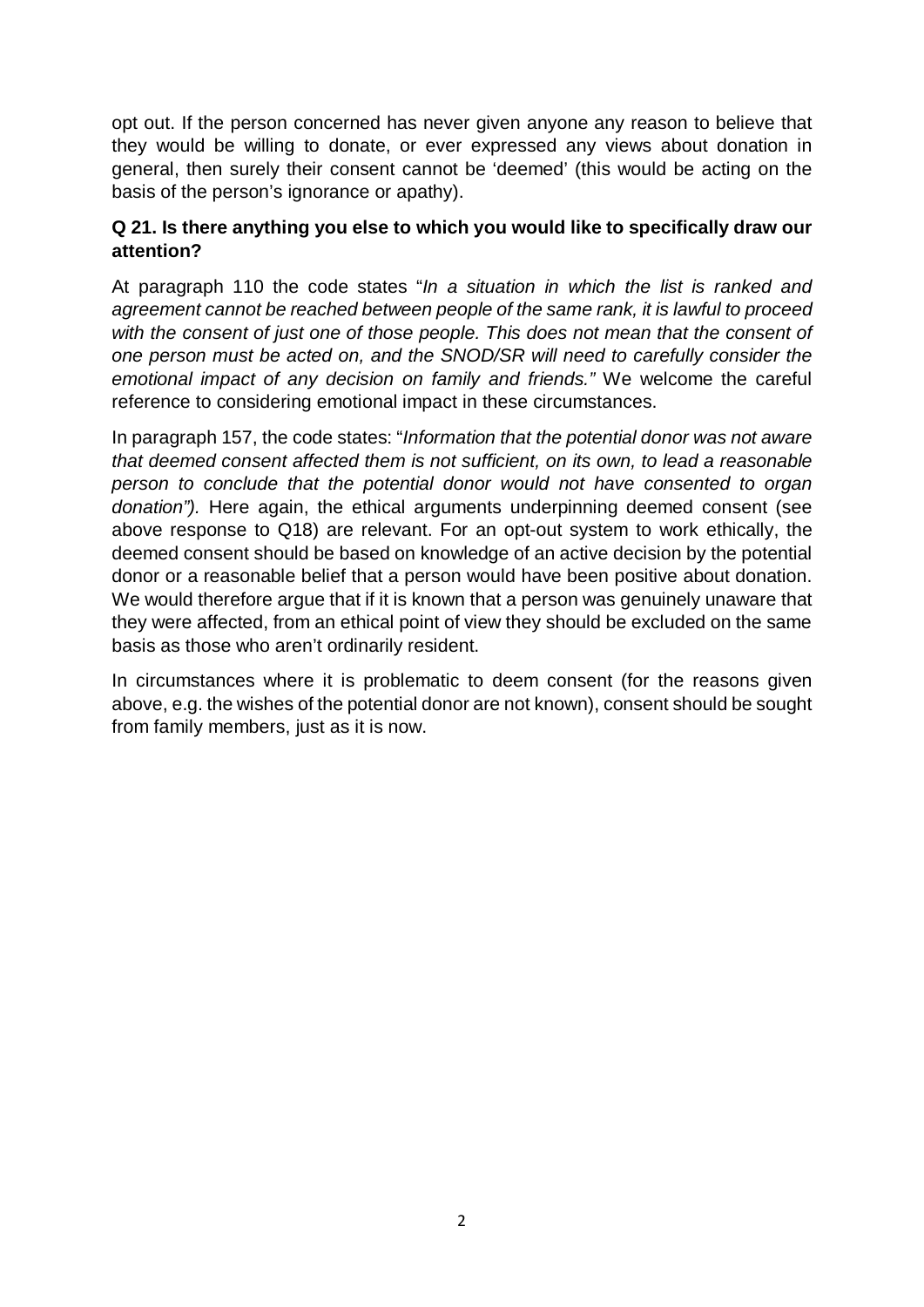opt out. If the person concerned has never given anyone any reason to believe that they would be willing to donate, or ever expressed any views about donation in general, then surely their consent cannot be 'deemed' (this would be acting on the basis of the person's ignorance or apathy).

**Q 21. Is there anything you else to which you would like to specifically draw our attention?**

At paragraph 110 the code states "*In a situation in which the list is ranked and agreement cannot be reached between people of the same rank, it is lawful to proceed with the consent of just one of those people. This does not mean that the consent of one person must be acted on, and the SNOD/SR will need to carefully consider the emotional impact of any decision on family and friends."* We welcome the careful reference to considering emotional impact in these circumstances.

In paragraph 157, the code states: "*Information that the potential donor was not aware that deemed consent affected them is not sufficient, on its own, to lead a reasonable person to conclude that the potential donor would not have consented to organ donation").* Here again, the ethical arguments underpinning deemed consent (see above response to Q18) are relevant. For an opt-out system to work ethically, the deemed consent should be based on knowledge of an active decision by the potential donor or a reasonable belief that a person would have been positive about donation. We would therefore argue that if it is known that a person was genuinely unaware that they were affected, from an ethical point of view they should be excluded on the same basis as those who aren't ordinarily resident.

In circumstances where it is problematic to deem consent (for the reasons given above, e.g. the wishes of the potential donor are not known), consent should be sought from family members, just as it is now.